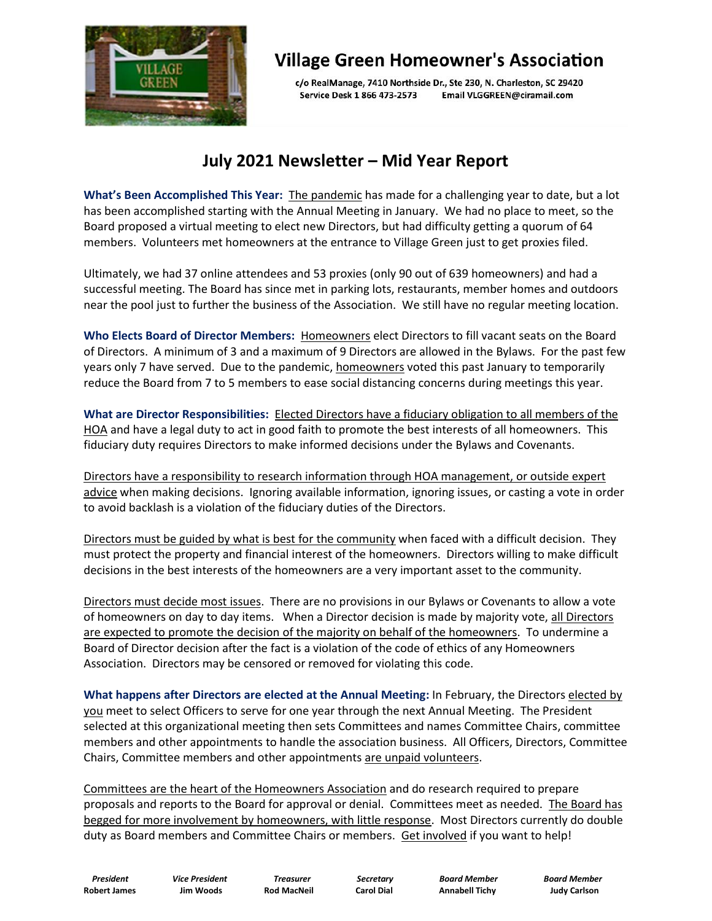# Village Green Homeowner's Association

c/o RealManage, 7410 Northside Dr., Ste 230, N. Charleston, SC 29420
Service Desk 1 866 473-2573 Email VLGGREEN@ciramail.com

## July 2021 Newsletter – Mid Year Report

**What's Been Accomplished This Year:** The pandemic has made for a challenging year to date, but a lot has been accomplished starting with the Annual Meeting in January. We had no place to meet, so the Board proposed a virtual meeting to elect new Directors, but had difficulty getting a quorum of 64 members. Volunteers met homeowners at the entrance to Village Green just to get proxies filed.

Ultimately, we had 37 online attendees and 53 proxies (only 90 out of 639 homeowners) and had a successful meeting. The Board has since met in parking lots, restaurants, member homes and outdoors near the pool just to further the business of the Association. We still have no regular meeting location.

**Who Elects Board of Director Members:** Homeowners elect Directors to fill vacant seats on the Board of Directors. A minimum of 3 and a maximum of 9 Directors are allowed in the Bylaws. For the past few years only 7 have served. Due to the pandemic, homeowners voted this past January to temporarily reduce the Board from 7 to 5 members to ease social distancing concerns during meetings this year.

**What are Director Responsibilities:** Elected Directors have a fiduciary obligation to all members of the HOA and have a legal duty to act in good faith to promote the best interests of all homeowners. This fiduciary duty requires Directors to make informed decisions under the Bylaws and Covenants.

Directors have a responsibility to research information through HOA management, or outside expert advice when making decisions. Ignoring available information, ignoring issues, or casting a vote in order to avoid backlash is a violation of the fiduciary duties of the Directors.

Directors must be guided by what is best for the community when faced with a difficult decision. They must protect the property and financial interest of the homeowners. Directors willing to make difficult decisions in the best interests of the homeowners are a very important asset to the community.

Directors must decide most issues. There are no provisions in our Bylaws or Covenants to allow a vote of homeowners on day to day items. When a Director decision is made by majority vote, all Directors are expected to promote the decision of the majority on behalf of the homeowners. To undermine a Board of Director decision after the fact is a violation of the code of ethics of any Homeowners Association. Directors may be censored or removed for violating this code.

**What happens after Directors are elected at the Annual Meeting:** In February, the Directors elected by you meet to select Officers to serve for one year through the next Annual Meeting. The President selected at this organizational meeting then sets Committees and names Committee Chairs, committee members and other appointments to handle the association business. All Officers, Directors, Committee Chairs, Committee members and other appointments are unpaid volunteers.

Committees are the heart of the Homeowners Association and do research required to prepare proposals and reports to the Board for approval or denial. Committees meet as needed. The Board has begged for more involvement by homeowners, with little response. Most Directors currently do double duty as Board members and Committee Chairs or members. Get involved if you want to help!

| *President* | *Vice President* | *Treasurer* | *Secretary* | *Board Member* | *Board Member* |
|---|---|---|---|---|---|
| **Robert James** | **Jim Woods** | **Rod MacNeil** | **Carol Dial** | **Annabell Tichy** | **Judy Carlson** |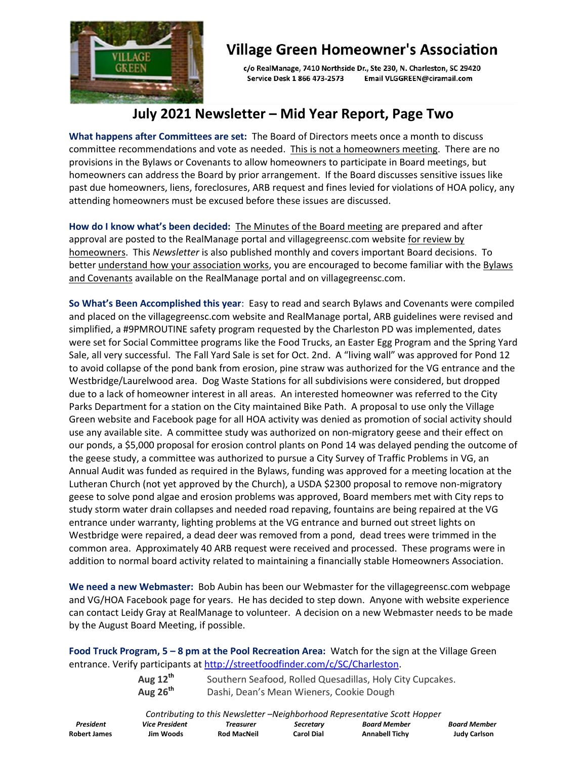# Village Green Homeowner's Association

c/o RealManage, 7410 Northside Dr., Ste 230, N. Charleston, SC 29420
Service Desk 1 866 473-2573 Email VLGGREEN@ciramail.com

## July 2021 Newsletter – Mid Year Report, Page Two

**What happens after Committees are set:** The Board of Directors meets once a month to discuss committee recommendations and vote as needed. This is not a homeowners meeting. There are no provisions in the Bylaws or Covenants to allow homeowners to participate in Board meetings, but homeowners can address the Board by prior arrangement. If the Board discusses sensitive issues like past due homeowners, liens, foreclosures, ARB request and fines levied for violations of HOA policy, any attending homeowners must be excused before these issues are discussed.

**How do I know what's been decided:** The Minutes of the Board meeting are prepared and after approval are posted to the RealManage portal and villagegreensc.com website for review by homeowners. This *Newsletter* is also published monthly and covers important Board decisions. To better understand how your association works, you are encouraged to become familiar with the Bylaws and Covenants available on the RealManage portal and on villagegreensc.com.

**So What's Been Accomplished this year**: Easy to read and search Bylaws and Covenants were compiled and placed on the villagegreensc.com website and RealManage portal, ARB guidelines were revised and simplified, a #9PMROUTINE safety program requested by the Charleston PD was implemented, dates were set for Social Committee programs like the Food Trucks, an Easter Egg Program and the Spring Yard Sale, all very successful. The Fall Yard Sale is set for Oct. 2nd. A "living wall" was approved for Pond 12 to avoid collapse of the pond bank from erosion, pine straw was authorized for the VG entrance and the Westbridge/Laurelwood area. Dog Waste Stations for all subdivisions were considered, but dropped due to a lack of homeowner interest in all areas. An interested homeowner was referred to the City Parks Department for a station on the City maintained Bike Path. A proposal to use only the Village Green website and Facebook page for all HOA activity was denied as promotion of social activity should use any available site. A committee study was authorized on non-migratory geese and their effect on our ponds, a $5,000 proposal for erosion control plants on Pond 14 was delayed pending the outcome of the geese study, a committee was authorized to pursue a City Survey of Traffic Problems in VG, an Annual Audit was funded as required in the Bylaws, funding was approved for a meeting location at the Lutheran Church (not yet approved by the Church), a USDA $2300 proposal to remove non-migratory geese to solve pond algae and erosion problems was approved, Board members met with City reps to study storm water drain collapses and needed road repaving, fountains are being repaired at the VG entrance under warranty, lighting problems at the VG entrance and burned out street lights on Westbridge were repaired, a dead deer was removed from a pond, dead trees were trimmed in the common area. Approximately 40 ARB request were received and processed. These programs were in addition to normal board activity related to maintaining a financially stable Homeowners Association.

**We need a new Webmaster:** Bob Aubin has been our Webmaster for the villagegreensc.com webpage and VG/HOA Facebook page for years. He has decided to step down. Anyone with website experience can contact Leidy Gray at RealManage to volunteer. A decision on a new Webmaster needs to be made by the August Board Meeting, if possible.

**Food Truck Program, 5 – 8 pm at the Pool Recreation Area:** Watch for the sign at the Village Green entrance. Verify participants at http://streetfoodfinder.com/c/SC/Charleston.

| | |
|---|---|
| **Aug 12th** | Southern Seafood, Rolled Quesadillas, Holy City Cupcakes. |
| **Aug 26th** | Dashi, Dean's Mean Wieners, Cookie Dough |

*Contributing to this Newsletter –Neighborhood Representative Scott Hopper*

| *President* | *Vice President* | *Treasurer* | *Secretary* | *Board Member* | *Board Member* |
|---|---|---|---|---|---|
| **Robert James** | **Jim Woods** | **Rod MacNeil** | **Carol Dial** | **Annabell Tichy** | **Judy Carlson** |